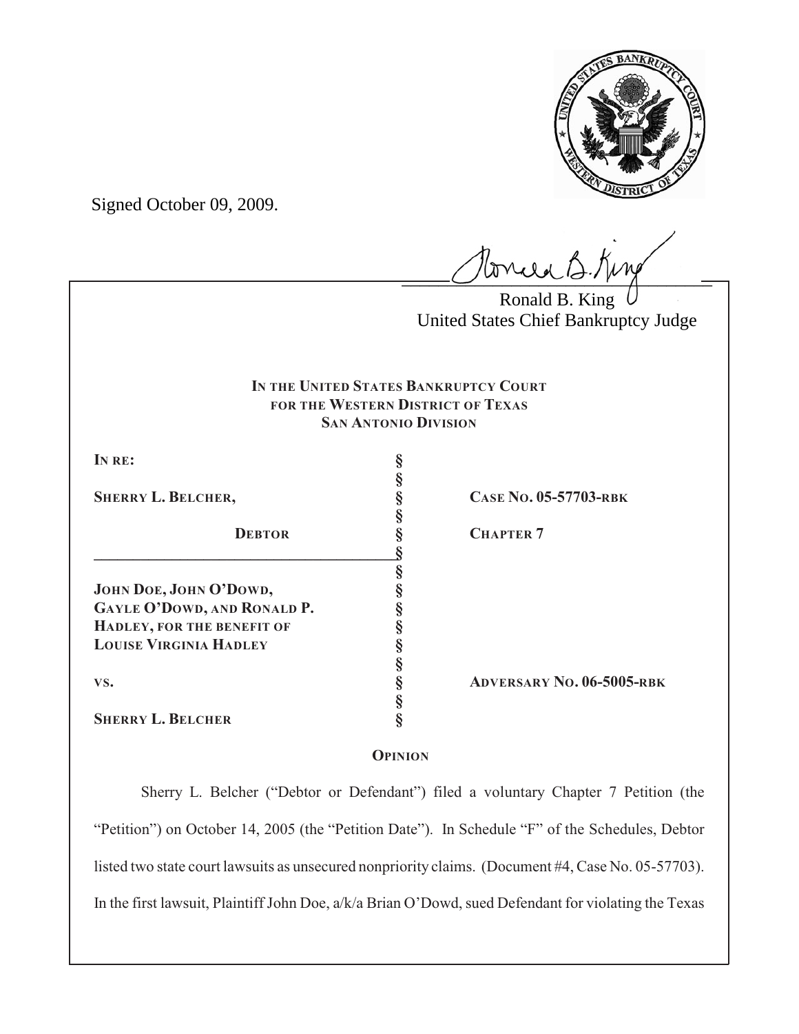Signed October 09, 2009.

Ronald B. King
United States Chief Bankruptcy Judge

**IN THE UNITED STATES BANKRUPTCY COURT**
**FOR THE WESTERN DISTRICT OF TEXAS**
**SAN ANTONIO DIVISION**

| | | |
|---|---|---|
| **IN RE:** | § | |
| | § | |
| **SHERRY L. BELCHER,** | § | **CASE NO. 05-57703-RBK** |
| | § | |
| **DEBTOR** | § | **CHAPTER 7** |
| | § | |
| | § | |
| **JOHN DOE, JOHN O'DOWD, GAYLE O'DOWD, AND RONALD P. HADLEY, FOR THE BENEFIT OF LOUISE VIRGINIA HADLEY** | § | |
| | § | |
| **VS.** | § | **ADVERSARY NO. 06-5005-RBK** |
| | § | |
| **SHERRY L. BELCHER** | § | |

**OPINION**

Sherry L. Belcher ("Debtor or Defendant") filed a voluntary Chapter 7 Petition (the "Petition") on October 14, 2005 (the "Petition Date"). In Schedule "F" of the Schedules, Debtor listed two state court lawsuits as unsecured nonpriority claims. (Document #4, Case No. 05-57703). In the first lawsuit, Plaintiff John Doe, a/k/a Brian O'Dowd, sued Defendant for violating the Texas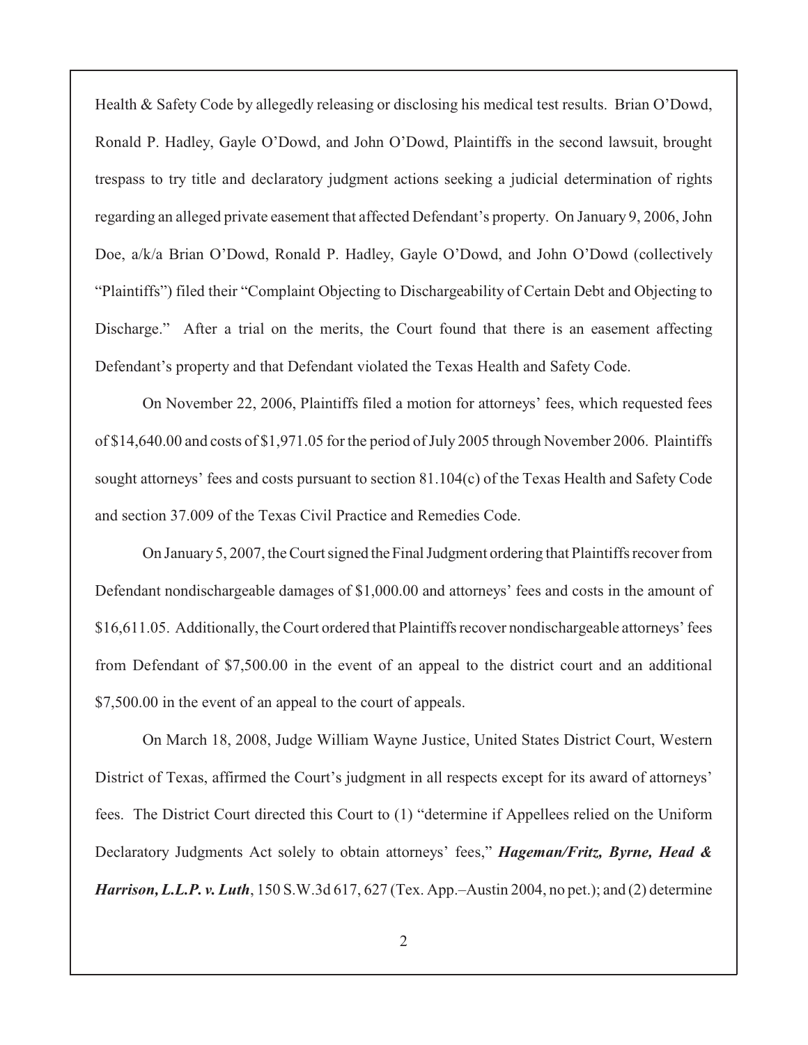Health & Safety Code by allegedly releasing or disclosing his medical test results. Brian O'Dowd, Ronald P. Hadley, Gayle O'Dowd, and John O'Dowd, Plaintiffs in the second lawsuit, brought trespass to try title and declaratory judgment actions seeking a judicial determination of rights regarding an alleged private easement that affected Defendant's property. On January 9, 2006, John Doe, a/k/a Brian O'Dowd, Ronald P. Hadley, Gayle O'Dowd, and John O'Dowd (collectively "Plaintiffs") filed their "Complaint Objecting to Dischargeability of Certain Debt and Objecting to Discharge." After a trial on the merits, the Court found that there is an easement affecting Defendant's property and that Defendant violated the Texas Health and Safety Code.

On November 22, 2006, Plaintiffs filed a motion for attorneys' fees, which requested fees of $14,640.00 and costs of $1,971.05 for the period of July 2005 through November 2006. Plaintiffs sought attorneys' fees and costs pursuant to section 81.104(c) of the Texas Health and Safety Code and section 37.009 of the Texas Civil Practice and Remedies Code.

On January 5, 2007, the Court signed the Final Judgment ordering that Plaintiffs recover from Defendant nondischargeable damages of $1,000.00 and attorneys' fees and costs in the amount of $16,611.05. Additionally, the Court ordered that Plaintiffs recover nondischargeable attorneys' fees from Defendant of $7,500.00 in the event of an appeal to the district court and an additional $7,500.00 in the event of an appeal to the court of appeals.

On March 18, 2008, Judge William Wayne Justice, United States District Court, Western District of Texas, affirmed the Court's judgment in all respects except for its award of attorneys' fees. The District Court directed this Court to (1) "determine if Appellees relied on the Uniform Declaratory Judgments Act solely to obtain attorneys' fees," ***Hageman/Fritz, Byrne, Head & Harrison, L.L.P. v. Luth***, 150 S.W.3d 617, 627 (Tex. App.–Austin 2004, no pet.); and (2) determine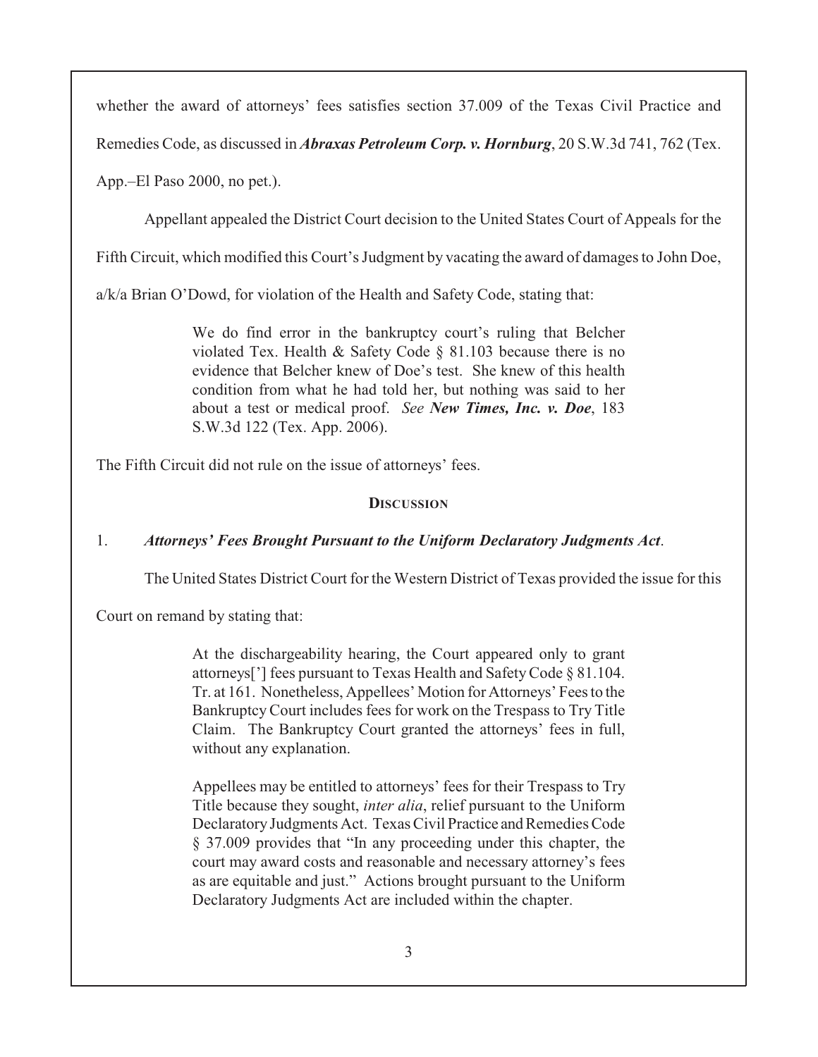whether the award of attorneys' fees satisfies section 37.009 of the Texas Civil Practice and Remedies Code, as discussed in ***Abraxas Petroleum Corp. v. Hornburg***, 20 S.W.3d 741, 762 (Tex. App.–El Paso 2000, no pet.).

Appellant appealed the District Court decision to the United States Court of Appeals for the Fifth Circuit, which modified this Court's Judgment by vacating the award of damages to John Doe, a/k/a Brian O'Dowd, for violation of the Health and Safety Code, stating that:

> We do find error in the bankruptcy court's ruling that Belcher violated Tex. Health & Safety Code § 81.103 because there is no evidence that Belcher knew of Doe's test. She knew of this health condition from what he had told her, but nothing was said to her about a test or medical proof. *See* ***New Times, Inc. v. Doe***, 183 S.W.3d 122 (Tex. App. 2006).

The Fifth Circuit did not rule on the issue of attorneys' fees.

## DISCUSSION

### 1. *Attorneys' Fees Brought Pursuant to the Uniform Declaratory Judgments Act*.

The United States District Court for the Western District of Texas provided the issue for this Court on remand by stating that:

> At the dischargeability hearing, the Court appeared only to grant attorneys['] fees pursuant to Texas Health and Safety Code § 81.104. Tr. at 161. Nonetheless, Appellees' Motion for Attorneys' Fees to the Bankruptcy Court includes fees for work on the Trespass to Try Title Claim. The Bankruptcy Court granted the attorneys' fees in full, without any explanation.
>
> Appellees may be entitled to attorneys' fees for their Trespass to Try Title because they sought, *inter alia*, relief pursuant to the Uniform Declaratory Judgments Act. Texas Civil Practice and Remedies Code § 37.009 provides that "In any proceeding under this chapter, the court may award costs and reasonable and necessary attorney's fees as are equitable and just." Actions brought pursuant to the Uniform Declaratory Judgments Act are included within the chapter.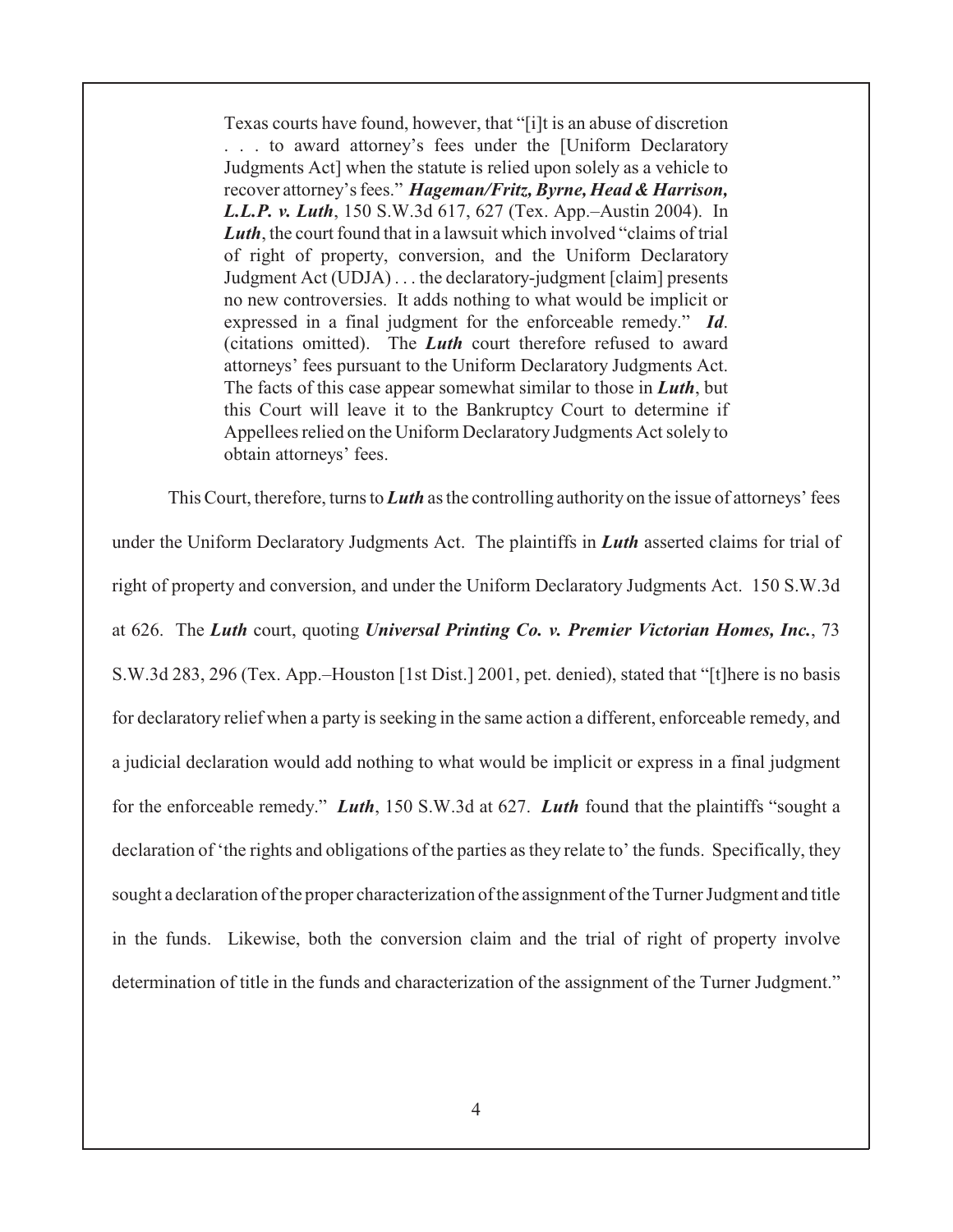> Texas courts have found, however, that "[i]t is an abuse of discretion . . . to award attorney's fees under the [Uniform Declaratory Judgments Act] when the statute is relied upon solely as a vehicle to recover attorney's fees." ***Hageman/Fritz, Byrne, Head & Harrison, L.L.P. v. Luth***, 150 S.W.3d 617, 627 (Tex. App.–Austin 2004). In ***Luth***, the court found that in a lawsuit which involved "claims of trial of right of property, conversion, and the Uniform Declaratory Judgment Act (UDJA) . . . the declaratory-judgment [claim] presents no new controversies. It adds nothing to what would be implicit or expressed in a final judgment for the enforceable remedy." ***Id***. (citations omitted). The ***Luth*** court therefore refused to award attorneys' fees pursuant to the Uniform Declaratory Judgments Act. The facts of this case appear somewhat similar to those in ***Luth***, but this Court will leave it to the Bankruptcy Court to determine if Appellees relied on the Uniform Declaratory Judgments Act solely to obtain attorneys' fees.

This Court, therefore, turns to ***Luth*** as the controlling authority on the issue of attorneys' fees under the Uniform Declaratory Judgments Act. The plaintiffs in ***Luth*** asserted claims for trial of right of property and conversion, and under the Uniform Declaratory Judgments Act. 150 S.W.3d at 626. The ***Luth*** court, quoting ***Universal Printing Co. v. Premier Victorian Homes, Inc.***, 73 S.W.3d 283, 296 (Tex. App.–Houston [1st Dist.] 2001, pet. denied), stated that "[t]here is no basis for declaratory relief when a party is seeking in the same action a different, enforceable remedy, and a judicial declaration would add nothing to what would be implicit or express in a final judgment for the enforceable remedy." ***Luth***, 150 S.W.3d at 627. ***Luth*** found that the plaintiffs "sought a declaration of 'the rights and obligations of the parties as they relate to' the funds. Specifically, they sought a declaration of the proper characterization of the assignment of the Turner Judgment and title in the funds. Likewise, both the conversion claim and the trial of right of property involve determination of title in the funds and characterization of the assignment of the Turner Judgment."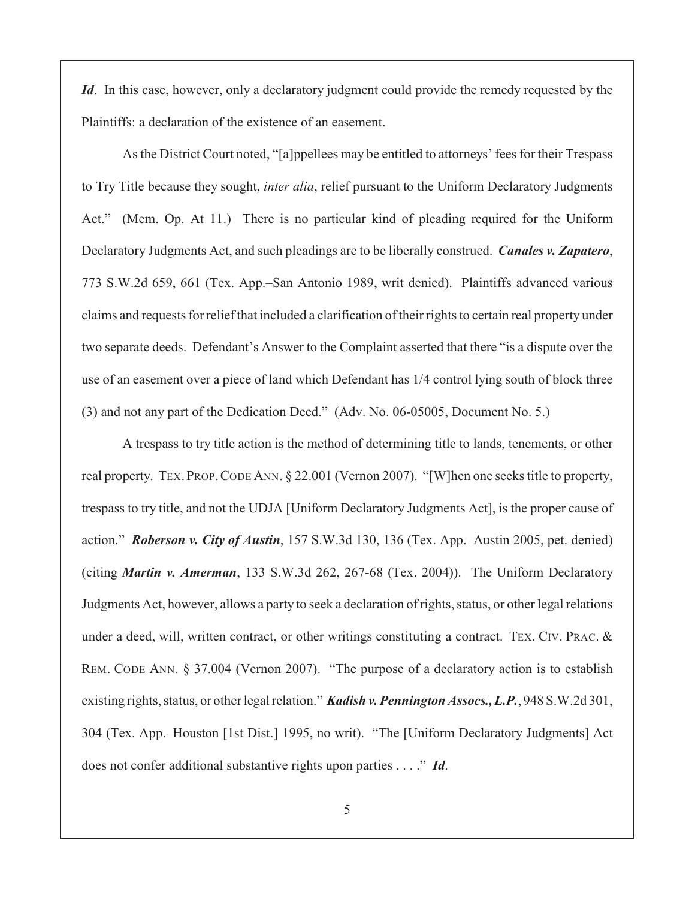***Id*.** In this case, however, only a declaratory judgment could provide the remedy requested by the Plaintiffs: a declaration of the existence of an easement.

As the District Court noted, "[a]ppellees may be entitled to attorneys' fees for their Trespass to Try Title because they sought, *inter alia*, relief pursuant to the Uniform Declaratory Judgments Act." (Mem. Op. At 11.) There is no particular kind of pleading required for the Uniform Declaratory Judgments Act, and such pleadings are to be liberally construed. ***Canales v. Zapatero***, 773 S.W.2d 659, 661 (Tex. App.–San Antonio 1989, writ denied). Plaintiffs advanced various claims and requests for relief that included a clarification of their rights to certain real property under two separate deeds. Defendant's Answer to the Complaint asserted that there "is a dispute over the use of an easement over a piece of land which Defendant has 1/4 control lying south of block three (3) and not any part of the Dedication Deed." (Adv. No. 06-05005, Document No. 5.)

A trespass to try title action is the method of determining title to lands, tenements, or other real property. TEX. PROP. CODE ANN. § 22.001 (Vernon 2007). "[W]hen one seeks title to property, trespass to try title, and not the UDJA [Uniform Declaratory Judgments Act], is the proper cause of action." ***Roberson v. City of Austin***, 157 S.W.3d 130, 136 (Tex. App.–Austin 2005, pet. denied) (citing ***Martin v. Amerman***, 133 S.W.3d 262, 267-68 (Tex. 2004)). The Uniform Declaratory Judgments Act, however, allows a party to seek a declaration of rights, status, or other legal relations under a deed, will, written contract, or other writings constituting a contract. TEX. CIV. PRAC. & REM. CODE ANN. § 37.004 (Vernon 2007). "The purpose of a declaratory action is to establish existing rights, status, or other legal relation." ***Kadish v. Pennington Assocs., L.P.***, 948 S.W.2d 301, 304 (Tex. App.–Houston [1st Dist.] 1995, no writ). "The [Uniform Declaratory Judgments] Act does not confer additional substantive rights upon parties . . . ." ***Id*.**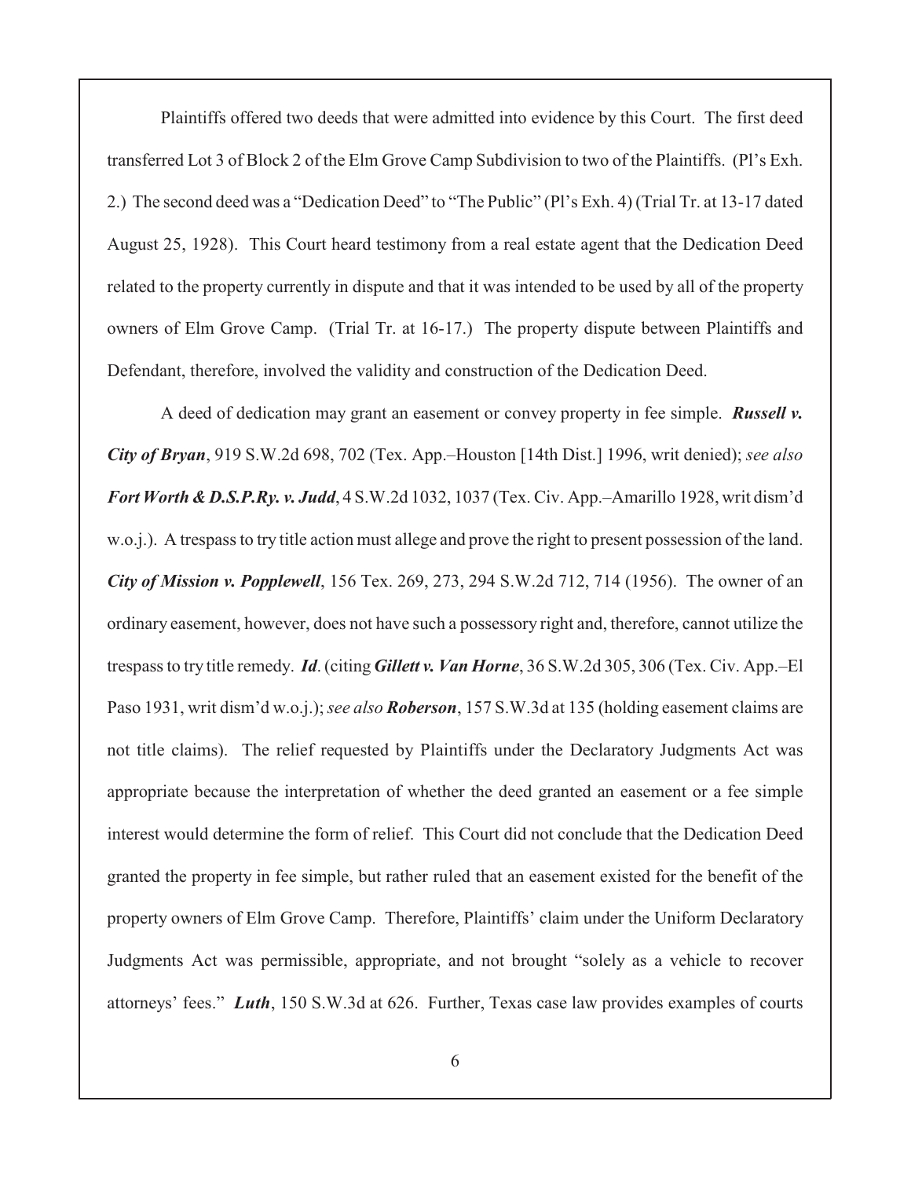Plaintiffs offered two deeds that were admitted into evidence by this Court. The first deed transferred Lot 3 of Block 2 of the Elm Grove Camp Subdivision to two of the Plaintiffs. (Pl's Exh. 2.) The second deed was a "Dedication Deed" to "The Public" (Pl's Exh. 4) (Trial Tr. at 13-17 dated August 25, 1928). This Court heard testimony from a real estate agent that the Dedication Deed related to the property currently in dispute and that it was intended to be used by all of the property owners of Elm Grove Camp. (Trial Tr. at 16-17.) The property dispute between Plaintiffs and Defendant, therefore, involved the validity and construction of the Dedication Deed.

A deed of dedication may grant an easement or convey property in fee simple. ***Russell v. City of Bryan***, 919 S.W.2d 698, 702 (Tex. App.–Houston [14th Dist.] 1996, writ denied); *see also* ***Fort Worth & D.S.P.Ry. v. Judd***, 4 S.W.2d 1032, 1037 (Tex. Civ. App.–Amarillo 1928, writ dism'd w.o.j.). A trespass to try title action must allege and prove the right to present possession of the land. ***City of Mission v. Popplewell***, 156 Tex. 269, 273, 294 S.W.2d 712, 714 (1956). The owner of an ordinary easement, however, does not have such a possessory right and, therefore, cannot utilize the trespass to try title remedy. ***Id***. (citing ***Gillett v. Van Horne***, 36 S.W.2d 305, 306 (Tex. Civ. App.–El Paso 1931, writ dism'd w.o.j.); *see also* ***Roberson***, 157 S.W.3d at 135 (holding easement claims are not title claims). The relief requested by Plaintiffs under the Declaratory Judgments Act was appropriate because the interpretation of whether the deed granted an easement or a fee simple interest would determine the form of relief. This Court did not conclude that the Dedication Deed granted the property in fee simple, but rather ruled that an easement existed for the benefit of the property owners of Elm Grove Camp. Therefore, Plaintiffs' claim under the Uniform Declaratory Judgments Act was permissible, appropriate, and not brought "solely as a vehicle to recover attorneys' fees." ***Luth***, 150 S.W.3d at 626. Further, Texas case law provides examples of courts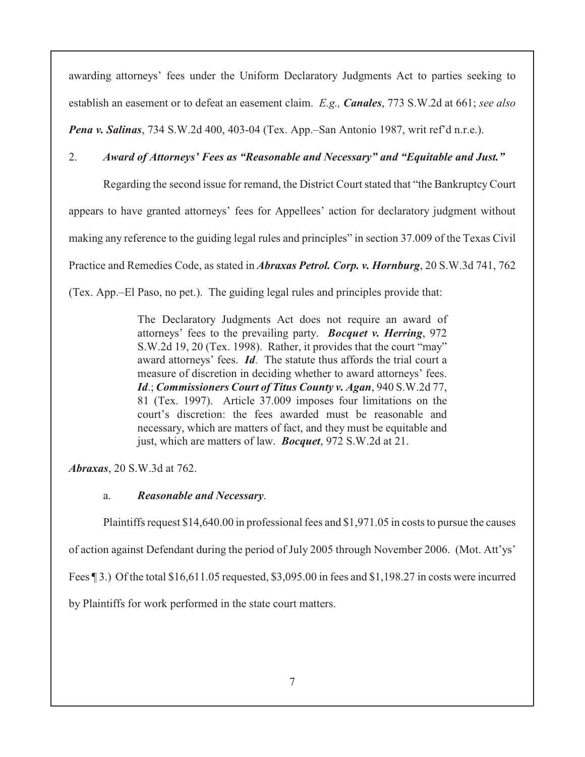awarding attorneys' fees under the Uniform Declaratory Judgments Act to parties seeking to establish an easement or to defeat an easement claim. *E.g., **Canales***, 773 S.W.2d at 661; *see also **Pena v. Salinas***, 734 S.W.2d 400, 403-04 (Tex. App.–San Antonio 1987, writ ref'd n.r.e.).

2. ***Award of Attorneys' Fees as "Reasonable and Necessary" and "Equitable and Just."***

Regarding the second issue for remand, the District Court stated that "the Bankruptcy Court appears to have granted attorneys' fees for Appellees' action for declaratory judgment without making any reference to the guiding legal rules and principles" in section 37.009 of the Texas Civil Practice and Remedies Code, as stated in ***Abraxas Petrol. Corp. v. Hornburg***, 20 S.W.3d 741, 762 (Tex. App.–El Paso, no pet.). The guiding legal rules and principles provide that:

> The Declaratory Judgments Act does not require an award of attorneys' fees to the prevailing party. ***Bocquet v. Herring***, 972 S.W.2d 19, 20 (Tex. 1998). Rather, it provides that the court "may" award attorneys' fees. ***Id***. The statute thus affords the trial court a measure of discretion in deciding whether to award attorneys' fees. ***Id***.; ***Commissioners Court of Titus County v. Agan***, 940 S.W.2d 77, 81 (Tex. 1997). Article 37.009 imposes four limitations on the court's discretion: the fees awarded must be reasonable and necessary, which are matters of fact, and they must be equitable and just, which are matters of law. ***Bocquet***, 972 S.W.2d at 21.

***Abraxas***, 20 S.W.3d at 762.

a. ***Reasonable and Necessary***.

Plaintiffs request $14,640.00 in professional fees and $1,971.05 in costs to pursue the causes of action against Defendant during the period of July 2005 through November 2006. (Mot. Att'ys' Fees ¶ 3.) Of the total $16,611.05 requested, $3,095.00 in fees and $1,198.27 in costs were incurred by Plaintiffs for work performed in the state court matters.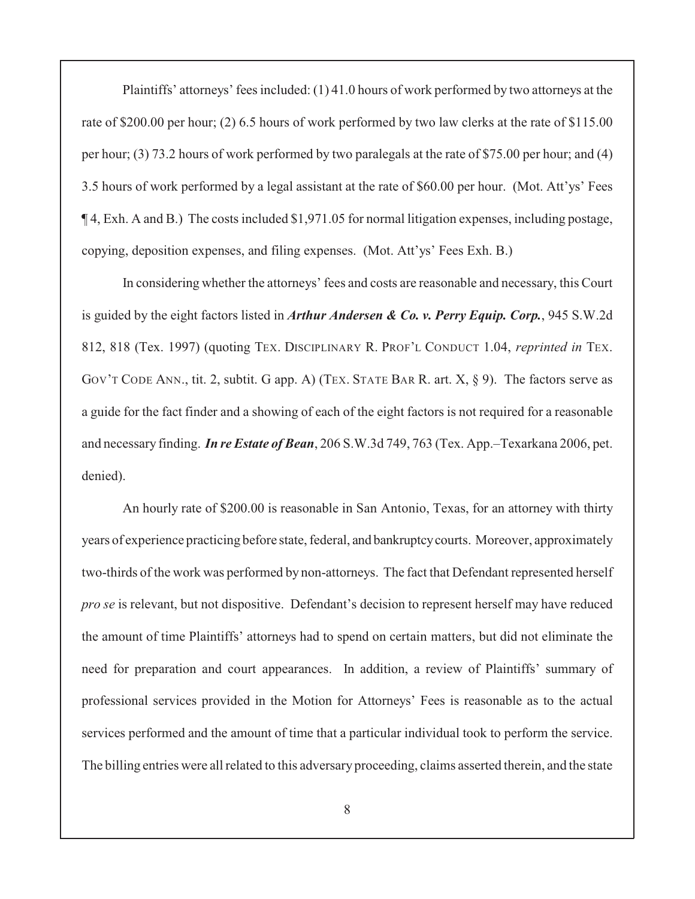Plaintiffs' attorneys' fees included: (1) 41.0 hours of work performed by two attorneys at the rate of \$200.00 per hour; (2) 6.5 hours of work performed by two law clerks at the rate of \$115.00 per hour; (3) 73.2 hours of work performed by two paralegals at the rate of \$75.00 per hour; and (4) 3.5 hours of work performed by a legal assistant at the rate of \$60.00 per hour. (Mot. Att'ys' Fees ¶ 4, Exh. A and B.) The costs included \$1,971.05 for normal litigation expenses, including postage, copying, deposition expenses, and filing expenses. (Mot. Att'ys' Fees Exh. B.)

In considering whether the attorneys' fees and costs are reasonable and necessary, this Court is guided by the eight factors listed in ***Arthur Andersen & Co. v. Perry Equip. Corp.***, 945 S.W.2d 812, 818 (Tex. 1997) (quoting TEX. DISCIPLINARY R. PROF'L CONDUCT 1.04, *reprinted in* TEX. GOV'T CODE ANN., tit. 2, subtit. G app. A) (TEX. STATE BAR R. art. X, § 9). The factors serve as a guide for the fact finder and a showing of each of the eight factors is not required for a reasonable and necessary finding. ***In re Estate of Bean***, 206 S.W.3d 749, 763 (Tex. App.–Texarkana 2006, pet. denied).

An hourly rate of \$200.00 is reasonable in San Antonio, Texas, for an attorney with thirty years of experience practicing before state, federal, and bankruptcy courts. Moreover, approximately two-thirds of the work was performed by non-attorneys. The fact that Defendant represented herself *pro se* is relevant, but not dispositive. Defendant's decision to represent herself may have reduced the amount of time Plaintiffs' attorneys had to spend on certain matters, but did not eliminate the need for preparation and court appearances. In addition, a review of Plaintiffs' summary of professional services provided in the Motion for Attorneys' Fees is reasonable as to the actual services performed and the amount of time that a particular individual took to perform the service. The billing entries were all related to this adversary proceeding, claims asserted therein, and the state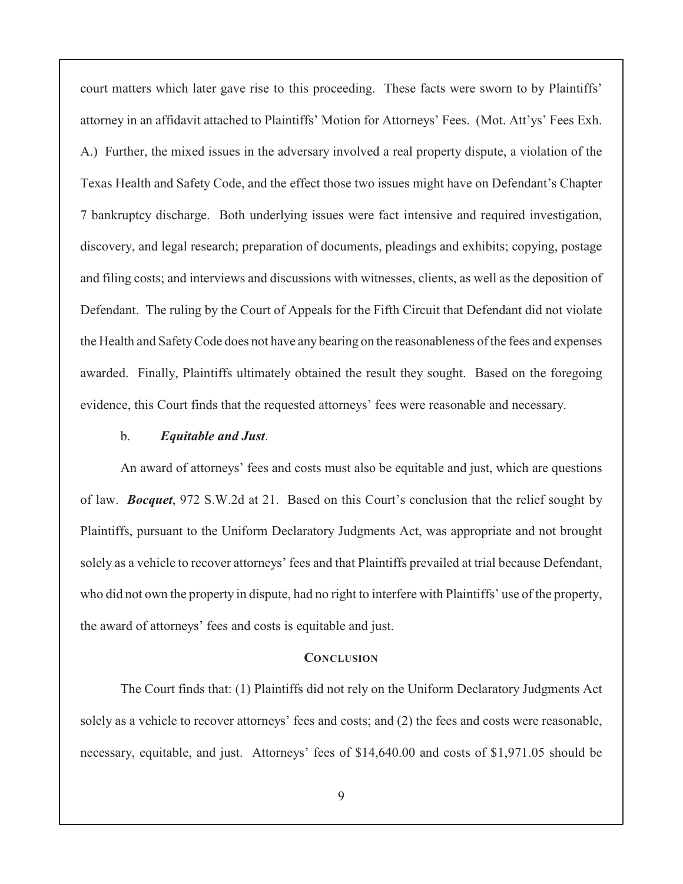court matters which later gave rise to this proceeding. These facts were sworn to by Plaintiffs' attorney in an affidavit attached to Plaintiffs' Motion for Attorneys' Fees. (Mot. Att'ys' Fees Exh. A.) Further, the mixed issues in the adversary involved a real property dispute, a violation of the Texas Health and Safety Code, and the effect those two issues might have on Defendant's Chapter 7 bankruptcy discharge. Both underlying issues were fact intensive and required investigation, discovery, and legal research; preparation of documents, pleadings and exhibits; copying, postage and filing costs; and interviews and discussions with witnesses, clients, as well as the deposition of Defendant. The ruling by the Court of Appeals for the Fifth Circuit that Defendant did not violate the Health and Safety Code does not have any bearing on the reasonableness of the fees and expenses awarded. Finally, Plaintiffs ultimately obtained the result they sought. Based on the foregoing evidence, this Court finds that the requested attorneys' fees were reasonable and necessary.

b. ***Equitable and Just***.

An award of attorneys' fees and costs must also be equitable and just, which are questions of law. ***Bocquet***, 972 S.W.2d at 21. Based on this Court's conclusion that the relief sought by Plaintiffs, pursuant to the Uniform Declaratory Judgments Act, was appropriate and not brought solely as a vehicle to recover attorneys' fees and that Plaintiffs prevailed at trial because Defendant, who did not own the property in dispute, had no right to interfere with Plaintiffs' use of the property, the award of attorneys' fees and costs is equitable and just.

## CONCLUSION

The Court finds that: (1) Plaintiffs did not rely on the Uniform Declaratory Judgments Act solely as a vehicle to recover attorneys' fees and costs; and (2) the fees and costs were reasonable, necessary, equitable, and just. Attorneys' fees of $14,640.00 and costs of $1,971.05 should be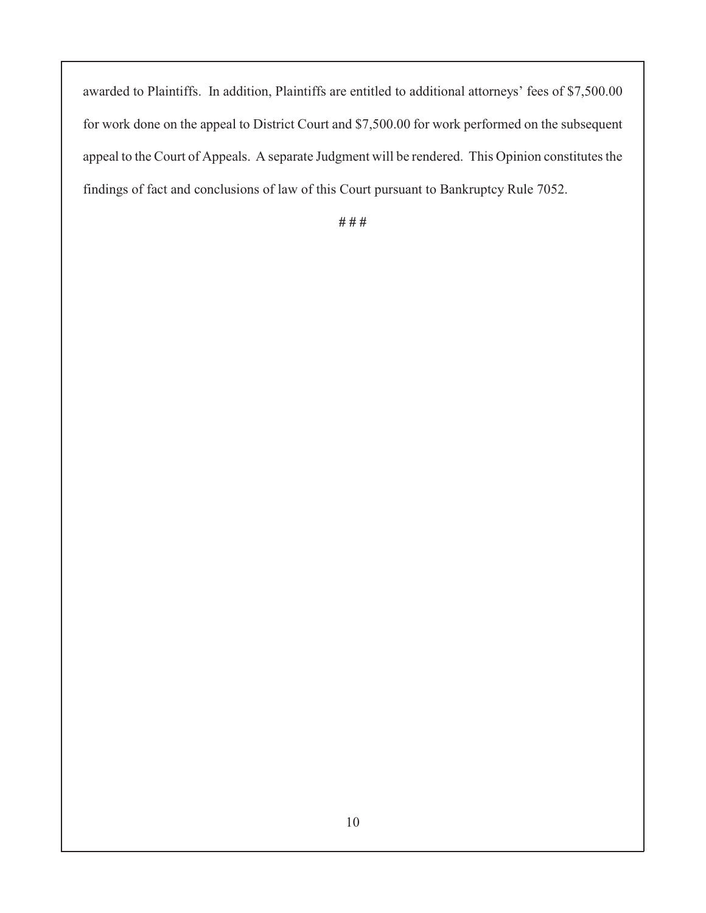awarded to Plaintiffs. In addition, Plaintiffs are entitled to additional attorneys' fees of $7,500.00 for work done on the appeal to District Court and $7,500.00 for work performed on the subsequent appeal to the Court of Appeals. A separate Judgment will be rendered. This Opinion constitutes the findings of fact and conclusions of law of this Court pursuant to Bankruptcy Rule 7052.

# # #